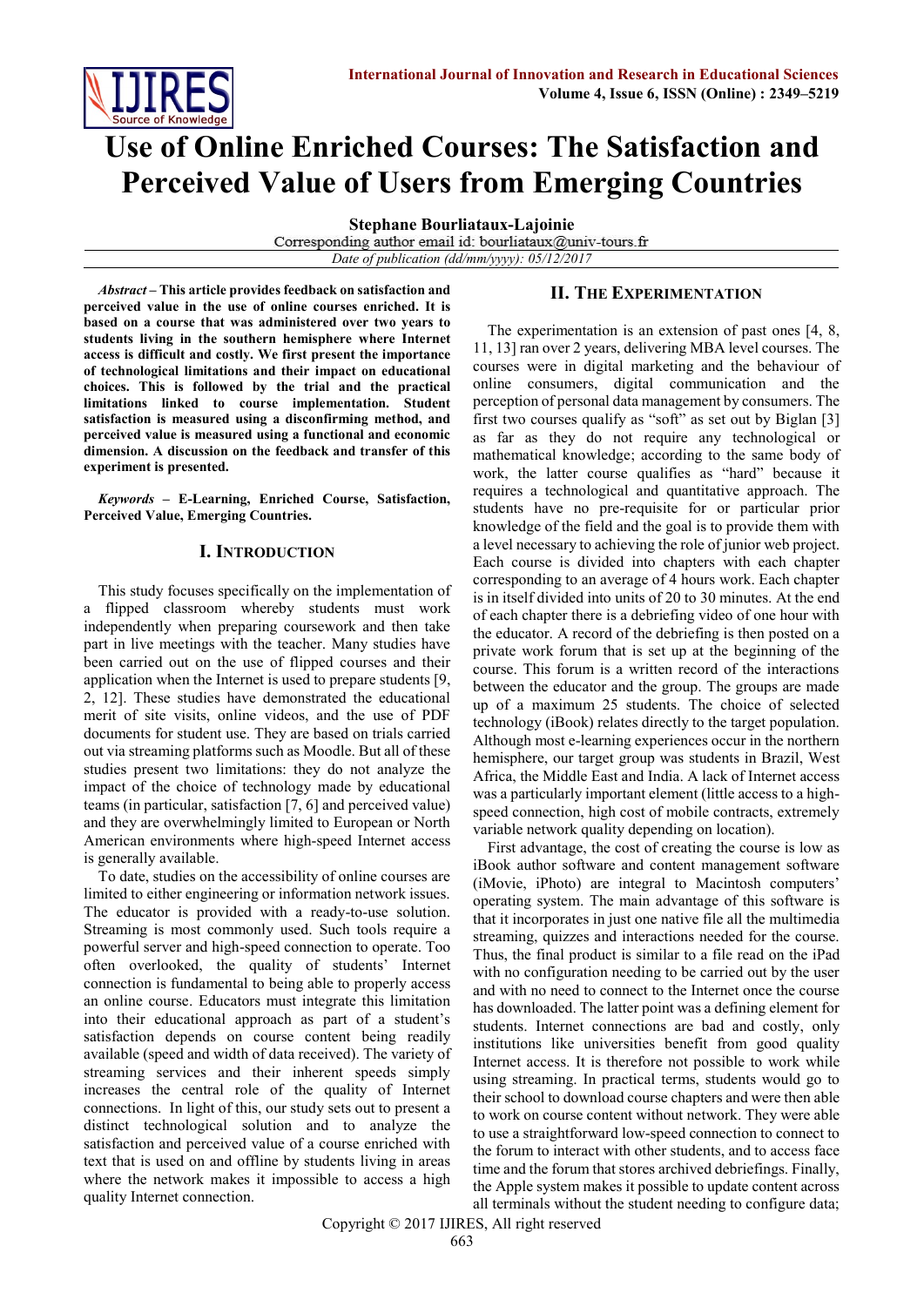# Use of Online Enriched Courses: The Satisfaction and Perceived Value of Users from Emerging Countries

**Stephane Bourliataux-Lajoinie**

Corresponding author email id: bourliataux@univ-tours.fr

*Date of publication (dd/mm/yyyy): 05/12/2017*

***Abstract*** **– This article provides feedback on satisfaction and perceived value in the use of online courses enriched. It is based on a course that was administered over two years to students living in the southern hemisphere where Internet access is difficult and costly. We first present the importance of technological limitations and their impact on educational choices. This is followed by the trial and the practical limitations linked to course implementation. Student satisfaction is measured using a disconfirming method, and perceived value is measured using a functional and economic dimension. A discussion on the feedback and transfer of this experiment is presented.**

***Keywords*** **– E-Learning, Enriched Course, Satisfaction, Perceived Value, Emerging Countries.**

## I. Introduction

This study focuses specifically on the implementation of a flipped classroom whereby students must work independently when preparing coursework and then take part in live meetings with the teacher. Many studies have been carried out on the use of flipped courses and their application when the Internet is used to prepare students [9, 2, 12]. These studies have demonstrated the educational merit of site visits, online videos, and the use of PDF documents for student use. They are based on trials carried out via streaming platforms such as Moodle. But all of these studies present two limitations: they do not analyze the impact of the choice of technology made by educational teams (in particular, satisfaction [7, 6] and perceived value) and they are overwhelmingly limited to European or North American environments where high-speed Internet access is generally available.

To date, studies on the accessibility of online courses are limited to either engineering or information network issues. The educator is provided with a ready-to-use solution. Streaming is most commonly used. Such tools require a powerful server and high-speed connection to operate. Too often overlooked, the quality of students' Internet connection is fundamental to being able to properly access an online course. Educators must integrate this limitation into their educational approach as part of a student's satisfaction depends on course content being readily available (speed and width of data received). The variety of streaming services and their inherent speeds simply increases the central role of the quality of Internet connections. In light of this, our study sets out to present a distinct technological solution and to analyze the satisfaction and perceived value of a course enriched with text that is used on and offline by students living in areas where the network makes it impossible to access a high quality Internet connection.

## II. The Experimentation

The experimentation is an extension of past ones [4, 8, 11, 13] ran over 2 years, delivering MBA level courses. The courses were in digital marketing and the behaviour of online consumers, digital communication and the perception of personal data management by consumers. The first two courses qualify as "soft" as set out by Biglan [3] as far as they do not require any technological or mathematical knowledge; according to the same body of work, the latter course qualifies as "hard" because it requires a technological and quantitative approach. The students have no pre-requisite for or particular prior knowledge of the field and the goal is to provide them with a level necessary to achieving the role of junior web project. Each course is divided into chapters with each chapter corresponding to an average of 4 hours work. Each chapter is in itself divided into units of 20 to 30 minutes. At the end of each chapter there is a debriefing video of one hour with the educator. A record of the debriefing is then posted on a private work forum that is set up at the beginning of the course. This forum is a written record of the interactions between the educator and the group. The groups are made up of a maximum 25 students. The choice of selected technology (iBook) relates directly to the target population. Although most e-learning experiences occur in the northern hemisphere, our target group was students in Brazil, West Africa, the Middle East and India. A lack of Internet access was a particularly important element (little access to a high-speed connection, high cost of mobile contracts, extremely variable network quality depending on location).

First advantage, the cost of creating the course is low as iBook author software and content management software (iMovie, iPhoto) are integral to Macintosh computers' operating system. The main advantage of this software is that it incorporates in just one native file all the multimedia streaming, quizzes and interactions needed for the course. Thus, the final product is similar to a file read on the iPad with no configuration needing to be carried out by the user and with no need to connect to the Internet once the course has downloaded. The latter point was a defining element for students. Internet connections are bad and costly, only institutions like universities benefit from good quality Internet access. It is therefore not possible to work while using streaming. In practical terms, students would go to their school to download course chapters and were then able to work on course content without network. They were able to use a straightforward low-speed connection to connect to the forum to interact with other students, and to access face time and the forum that stores archived debriefings. Finally, the Apple system makes it possible to update content across all terminals without the student needing to configure data;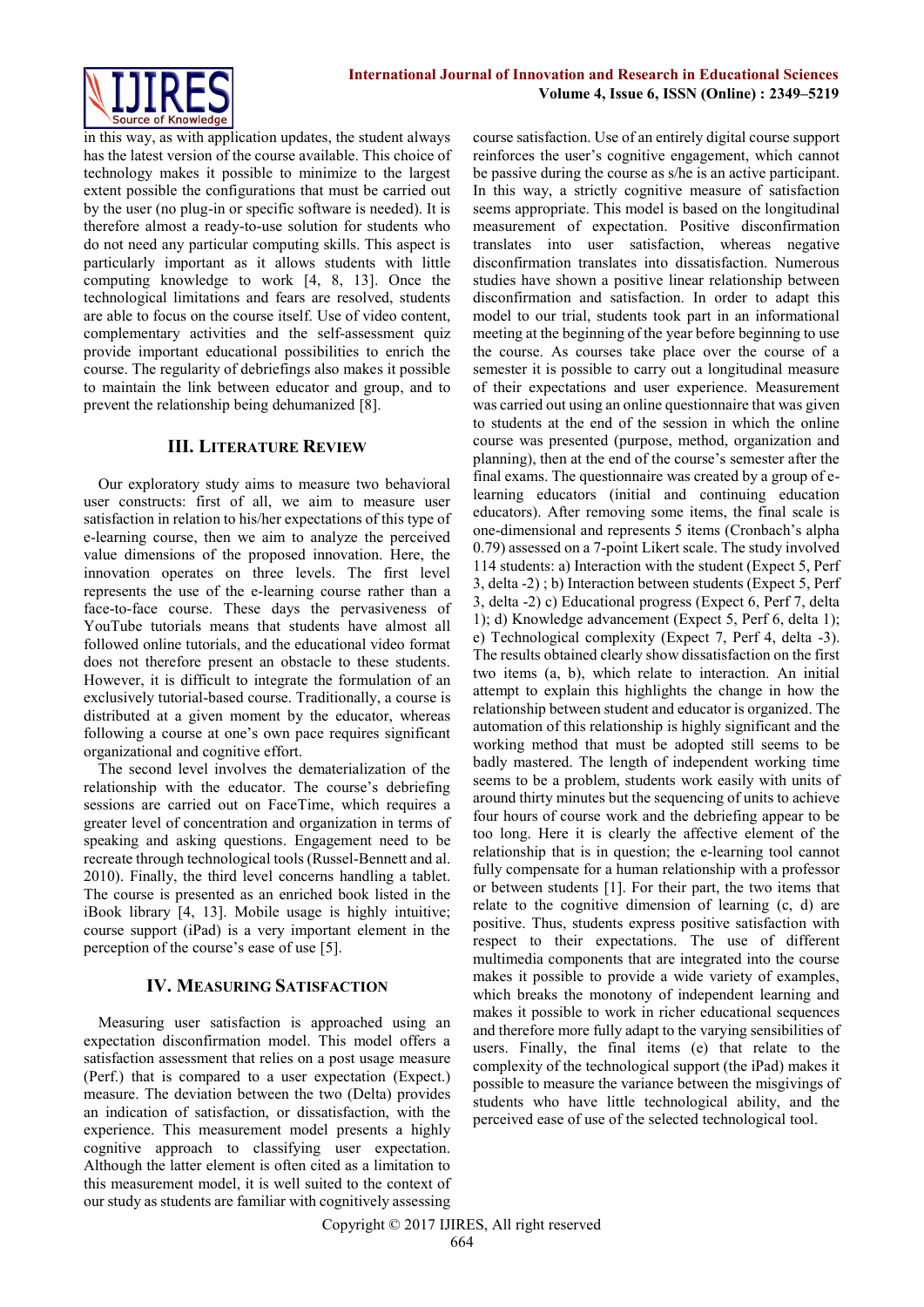in this way, as with application updates, the student always has the latest version of the course available. This choice of technology makes it possible to minimize to the largest extent possible the configurations that must be carried out by the user (no plug-in or specific software is needed). It is therefore almost a ready-to-use solution for students who do not need any particular computing skills. This aspect is particularly important as it allows students with little computing knowledge to work [4, 8, 13]. Once the technological limitations and fears are resolved, students are able to focus on the course itself. Use of video content, complementary activities and the self-assessment quiz provide important educational possibilities to enrich the course. The regularity of debriefings also makes it possible to maintain the link between educator and group, and to prevent the relationship being dehumanized [8].

## III. Literature Review

Our exploratory study aims to measure two behavioral user constructs: first of all, we aim to measure user satisfaction in relation to his/her expectations of this type of e-learning course, then we aim to analyze the perceived value dimensions of the proposed innovation. Here, the innovation operates on three levels. The first level represents the use of the e-learning course rather than a face-to-face course. These days the pervasiveness of YouTube tutorials means that students have almost all followed online tutorials, and the educational video format does not therefore present an obstacle to these students. However, it is difficult to integrate the formulation of an exclusively tutorial-based course. Traditionally, a course is distributed at a given moment by the educator, whereas following a course at one's own pace requires significant organizational and cognitive effort.

The second level involves the dematerialization of the relationship with the educator. The course's debriefing sessions are carried out on FaceTime, which requires a greater level of concentration and organization in terms of speaking and asking questions. Engagement need to be recreate through technological tools (Russel-Bennett and al. 2010). Finally, the third level concerns handling a tablet. The course is presented as an enriched book listed in the iBook library [4, 13]. Mobile usage is highly intuitive; course support (iPad) is a very important element in the perception of the course's ease of use [5].

## IV. Measuring Satisfaction

Measuring user satisfaction is approached using an expectation disconfirmation model. This model offers a satisfaction assessment that relies on a post usage measure (Perf.) that is compared to a user expectation (Expect.) measure. The deviation between the two (Delta) provides an indication of satisfaction, or dissatisfaction, with the experience. This measurement model presents a highly cognitive approach to classifying user expectation. Although the latter element is often cited as a limitation to this measurement model, it is well suited to the context of our study as students are familiar with cognitively assessing course satisfaction. Use of an entirely digital course support reinforces the user's cognitive engagement, which cannot be passive during the course as s/he is an active participant. In this way, a strictly cognitive measure of satisfaction seems appropriate. This model is based on the longitudinal measurement of expectation. Positive disconfirmation translates into user satisfaction, whereas negative disconfirmation translates into dissatisfaction. Numerous studies have shown a positive linear relationship between disconfirmation and satisfaction. In order to adapt this model to our trial, students took part in an informational meeting at the beginning of the year before beginning to use the course. As courses take place over the course of a semester it is possible to carry out a longitudinal measure of their expectations and user experience. Measurement was carried out using an online questionnaire that was given to students at the end of the session in which the online course was presented (purpose, method, organization and planning), then at the end of the course's semester after the final exams. The questionnaire was created by a group of e-learning educators (initial and continuing education educators). After removing some items, the final scale is one-dimensional and represents 5 items (Cronbach's alpha 0.79) assessed on a 7-point Likert scale. The study involved 114 students: a) Interaction with the student (Expect 5, Perf 3, delta -2) ; b) Interaction between students (Expect 5, Perf 3, delta -2) c) Educational progress (Expect 6, Perf 7, delta 1); d) Knowledge advancement (Expect 5, Perf 6, delta 1); e) Technological complexity (Expect 7, Perf 4, delta -3). The results obtained clearly show dissatisfaction on the first two items (a, b), which relate to interaction. An initial attempt to explain this highlights the change in how the relationship between student and educator is organized. The automation of this relationship is highly significant and the working method that must be adopted still seems to be badly mastered. The length of independent working time seems to be a problem, students work easily with units of around thirty minutes but the sequencing of units to achieve four hours of course work and the debriefing appear to be too long. Here it is clearly the affective element of the relationship that is in question; the e-learning tool cannot fully compensate for a human relationship with a professor or between students [1]. For their part, the two items that relate to the cognitive dimension of learning (c, d) are positive. Thus, students express positive satisfaction with respect to their expectations. The use of different multimedia components that are integrated into the course makes it possible to provide a wide variety of examples, which breaks the monotony of independent learning and makes it possible to work in richer educational sequences and therefore more fully adapt to the varying sensibilities of users. Finally, the final items (e) that relate to the complexity of the technological support (the iPad) makes it possible to measure the variance between the misgivings of students who have little technological ability, and the perceived ease of use of the selected technological tool.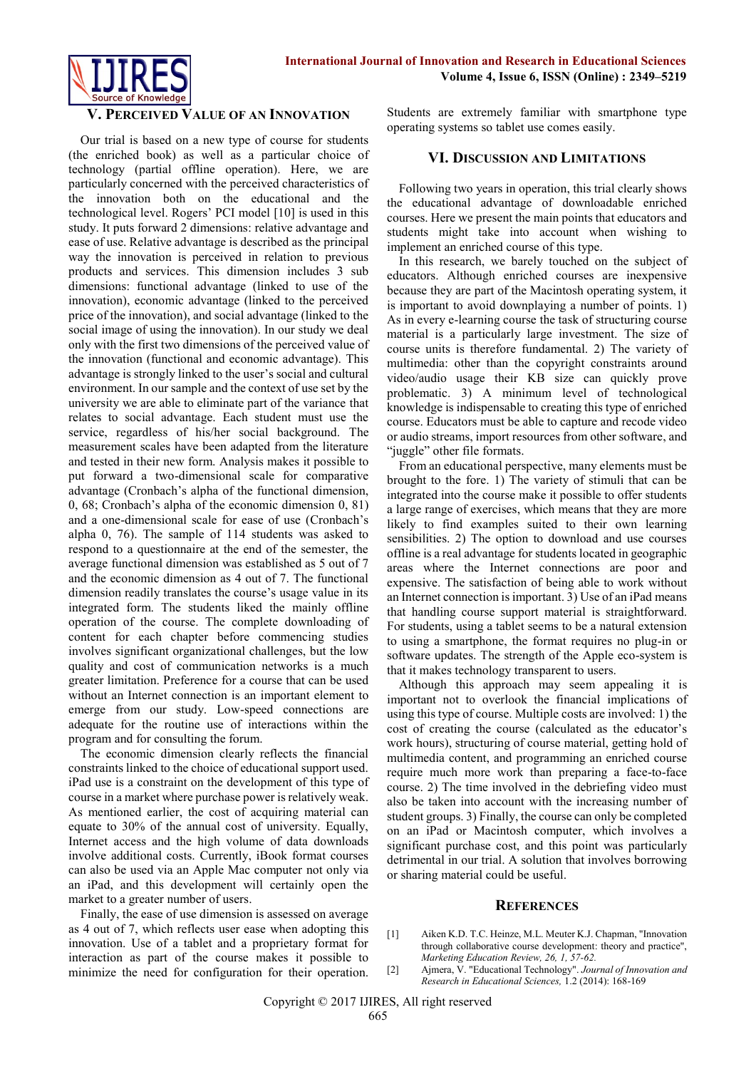## V. Perceived Value of an Innovation

Our trial is based on a new type of course for students (the enriched book) as well as a particular choice of technology (partial offline operation). Here, we are particularly concerned with the perceived characteristics of the innovation both on the educational and the technological level. Rogers' PCI model [10] is used in this study. It puts forward 2 dimensions: relative advantage and ease of use. Relative advantage is described as the principal way the innovation is perceived in relation to previous products and services. This dimension includes 3 sub dimensions: functional advantage (linked to use of the innovation), economic advantage (linked to the perceived price of the innovation), and social advantage (linked to the social image of using the innovation). In our study we deal only with the first two dimensions of the perceived value of the innovation (functional and economic advantage). This advantage is strongly linked to the user's social and cultural environment. In our sample and the context of use set by the university we are able to eliminate part of the variance that relates to social advantage. Each student must use the service, regardless of his/her social background. The measurement scales have been adapted from the literature and tested in their new form. Analysis makes it possible to put forward a two-dimensional scale for comparative advantage (Cronbach's alpha of the functional dimension, 0, 68; Cronbach's alpha of the economic dimension 0, 81) and a one-dimensional scale for ease of use (Cronbach's alpha 0, 76). The sample of 114 students was asked to respond to a questionnaire at the end of the semester, the average functional dimension was established as 5 out of 7 and the economic dimension as 4 out of 7. The functional dimension readily translates the course's usage value in its integrated form. The students liked the mainly offline operation of the course. The complete downloading of content for each chapter before commencing studies involves significant organizational challenges, but the low quality and cost of communication networks is a much greater limitation. Preference for a course that can be used without an Internet connection is an important element to emerge from our study. Low-speed connections are adequate for the routine use of interactions within the program and for consulting the forum.

The economic dimension clearly reflects the financial constraints linked to the choice of educational support used. iPad use is a constraint on the development of this type of course in a market where purchase power is relatively weak. As mentioned earlier, the cost of acquiring material can equate to 30% of the annual cost of university. Equally, Internet access and the high volume of data downloads involve additional costs. Currently, iBook format courses can also be used via an Apple Mac computer not only via an iPad, and this development will certainly open the market to a greater number of users.

Finally, the ease of use dimension is assessed on average as 4 out of 7, which reflects user ease when adopting this innovation. Use of a tablet and a proprietary format for interaction as part of the course makes it possible to minimize the need for configuration for their operation. Students are extremely familiar with smartphone type operating systems so tablet use comes easily.

## VI. Discussion and Limitations

Following two years in operation, this trial clearly shows the educational advantage of downloadable enriched courses. Here we present the main points that educators and students might take into account when wishing to implement an enriched course of this type.

In this research, we barely touched on the subject of educators. Although enriched courses are inexpensive because they are part of the Macintosh operating system, it is important to avoid downplaying a number of points. 1) As in every e-learning course the task of structuring course material is a particularly large investment. The size of course units is therefore fundamental. 2) The variety of multimedia: other than the copyright constraints around video/audio usage their KB size can quickly prove problematic. 3) A minimum level of technological knowledge is indispensable to creating this type of enriched course. Educators must be able to capture and recode video or audio streams, import resources from other software, and "juggle" other file formats.

From an educational perspective, many elements must be brought to the fore. 1) The variety of stimuli that can be integrated into the course make it possible to offer students a large range of exercises, which means that they are more likely to find examples suited to their own learning sensibilities. 2) The option to download and use courses offline is a real advantage for students located in geographic areas where the Internet connections are poor and expensive. The satisfaction of being able to work without an Internet connection is important. 3) Use of an iPad means that handling course support material is straightforward. For students, using a tablet seems to be a natural extension to using a smartphone, the format requires no plug-in or software updates. The strength of the Apple eco-system is that it makes technology transparent to users.

Although this approach may seem appealing it is important not to overlook the financial implications of using this type of course. Multiple costs are involved: 1) the cost of creating the course (calculated as the educator's work hours), structuring of course material, getting hold of multimedia content, and programming an enriched course require much more work than preparing a face-to-face course. 2) The time involved in the debriefing video must also be taken into account with the increasing number of student groups. 3) Finally, the course can only be completed on an iPad or Macintosh computer, which involves a significant purchase cost, and this point was particularly detrimental in our trial. A solution that involves borrowing or sharing material could be useful.

## References

[1] Aiken K.D. T.C. Heinze, M.L. Meuter K.J. Chapman, "Innovation through collaborative course development: theory and practice", *Marketing Education Review, 26, 1, 57-62.*

[2] Ajmera, V. "Educational Technology". *Journal of Innovation and Research in Educational Sciences,* 1.2 (2014): 168-169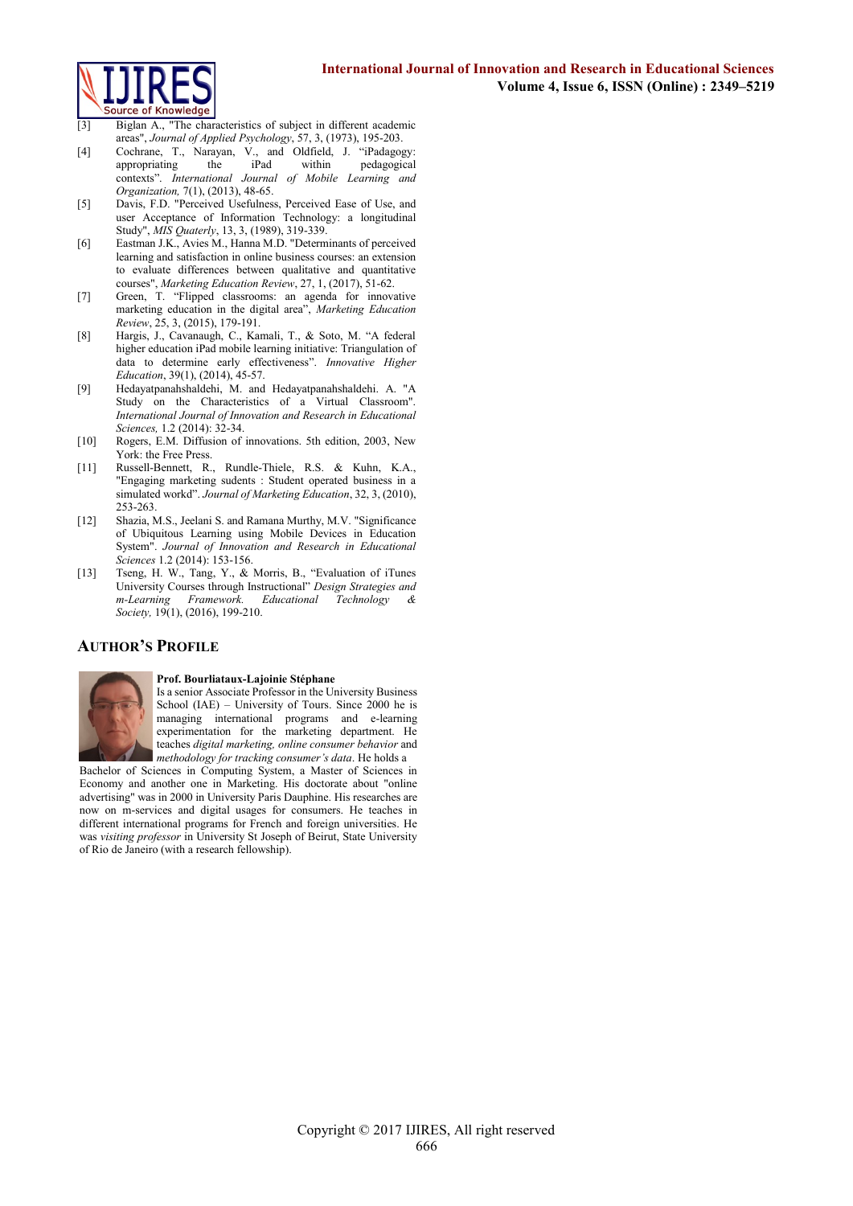[3] Biglan A., "The characteristics of subject in different academic areas", *Journal of Applied Psychology*, 57, 3, (1973), 195-203.

[4] Cochrane, T., Narayan, V., and Oldfield, J. "iPadagogy: appropriating the iPad within pedagogical contexts". *International Journal of Mobile Learning and Organization,* 7(1), (2013), 48-65.

[5] Davis, F.D. "Perceived Usefulness, Perceived Ease of Use, and user Acceptance of Information Technology: a longitudinal Study", *MIS Quaterly*, 13, 3, (1989), 319-339.

[6] Eastman J.K., Avies M., Hanna M.D. "Determinants of perceived learning and satisfaction in online business courses: an extension to evaluate differences between qualitative and quantitative courses", *Marketing Education Review*, 27, 1, (2017), 51-62.

[7] Green, T. "Flipped classrooms: an agenda for innovative marketing education in the digital area", *Marketing Education Review*, 25, 3, (2015), 179-191.

[8] Hargis, J., Cavanaugh, C., Kamali, T., & Soto, M. "A federal higher education iPad mobile learning initiative: Triangulation of data to determine early effectiveness". *Innovative Higher Education*, 39(1), (2014), 45-57.

[9] Hedayatpanahshaldehi, M. and Hedayatpanahshaldehi. A. "A Study on the Characteristics of a Virtual Classroom". *International Journal of Innovation and Research in Educational Sciences,* 1.2 (2014): 32-34.

[10] Rogers, E.M. Diffusion of innovations. 5th edition, 2003, New York: the Free Press.

[11] Russell-Bennett, R., Rundle-Thiele, R.S. & Kuhn, K.A., "Engaging marketing sudents : Student operated business in a simulated workd". *Journal of Marketing Education*, 32, 3, (2010), 253-263.

[12] Shazia, M.S., Jeelani S. and Ramana Murthy, M.V. "Significance of Ubiquitous Learning using Mobile Devices in Education System". *Journal of Innovation and Research in Educational Sciences* 1.2 (2014): 153-156.

[13] Tseng, H. W., Tang, Y., & Morris, B., "Evaluation of iTunes University Courses through Instructional" *Design Strategies and m-Learning Framework. Educational Technology & Society,* 19(1), (2016), 199-210.

## Author's Profile

**Prof. Bourliataux-Lajoinie Stéphane**
Is a senior Associate Professor in the University Business School (IAE) – University of Tours. Since 2000 he is managing international programs and e-learning experimentation for the marketing department. He teaches *digital marketing, online consumer behavior* and *methodology for tracking consumer's data*. He holds a Bachelor of Sciences in Computing System, a Master of Sciences in Economy and another one in Marketing. His doctorate about "online advertising" was in 2000 in University Paris Dauphine. His researches are now on m-services and digital usages for consumers. He teaches in different international programs for French and foreign universities. He was *visiting professor* in University St Joseph of Beirut, State University of Rio de Janeiro (with a research fellowship).